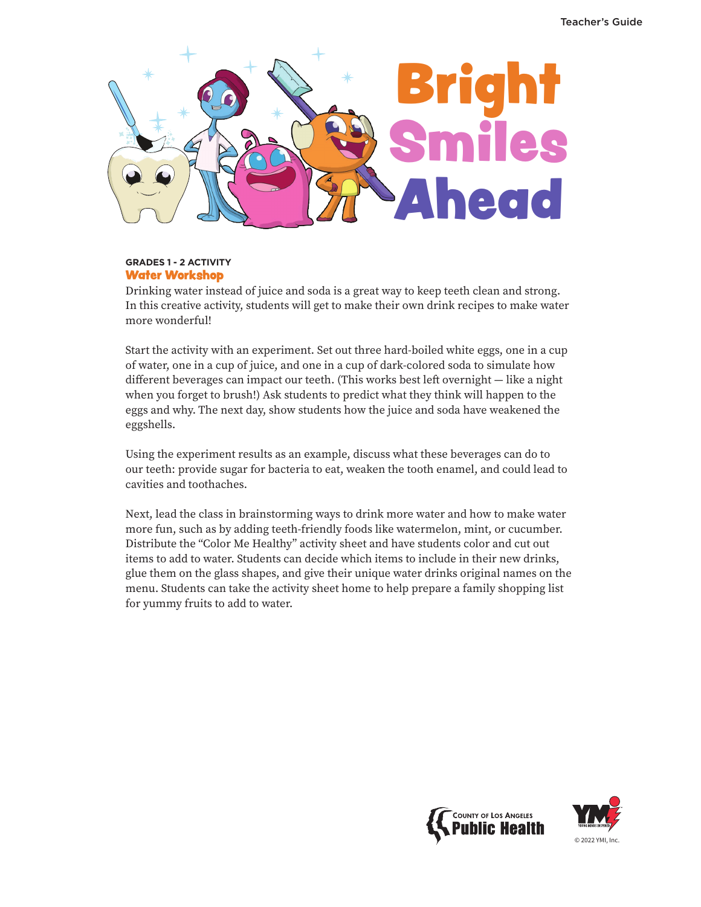# Bright Smiles Ahead

**GRADES 1 - 2 ACTIVITY**

## Water Workshop

Drinking water instead of juice and soda is a great way to keep teeth clean and strong. In this creative activity, students will get to make their own drink recipes to make water more wonderful!

Start the activity with an experiment. Set out three hard-boiled white eggs, one in a cup of water, one in a cup of juice, and one in a cup of dark-colored soda to simulate how different beverages can impact our teeth. (This works best left overnight — like a night when you forget to brush!) Ask students to predict what they think will happen to the eggs and why. The next day, show students how the juice and soda have weakened the eggshells.

Using the experiment results as an example, discuss what these beverages can do to our teeth: provide sugar for bacteria to eat, weaken the tooth enamel, and could lead to cavities and toothaches.

Next, lead the class in brainstorming ways to drink more water and how to make water more fun, such as by adding teeth-friendly foods like watermelon, mint, or cucumber. Distribute the "Color Me Healthy" activity sheet and have students color and cut out items to add to water. Students can decide which items to include in their new drinks, glue them on the glass shapes, and give their unique water drinks original names on the menu. Students can take the activity sheet home to help prepare a family shopping list for yummy fruits to add to water.

County of Los Angeles Public Health

© 2022 YMI, Inc.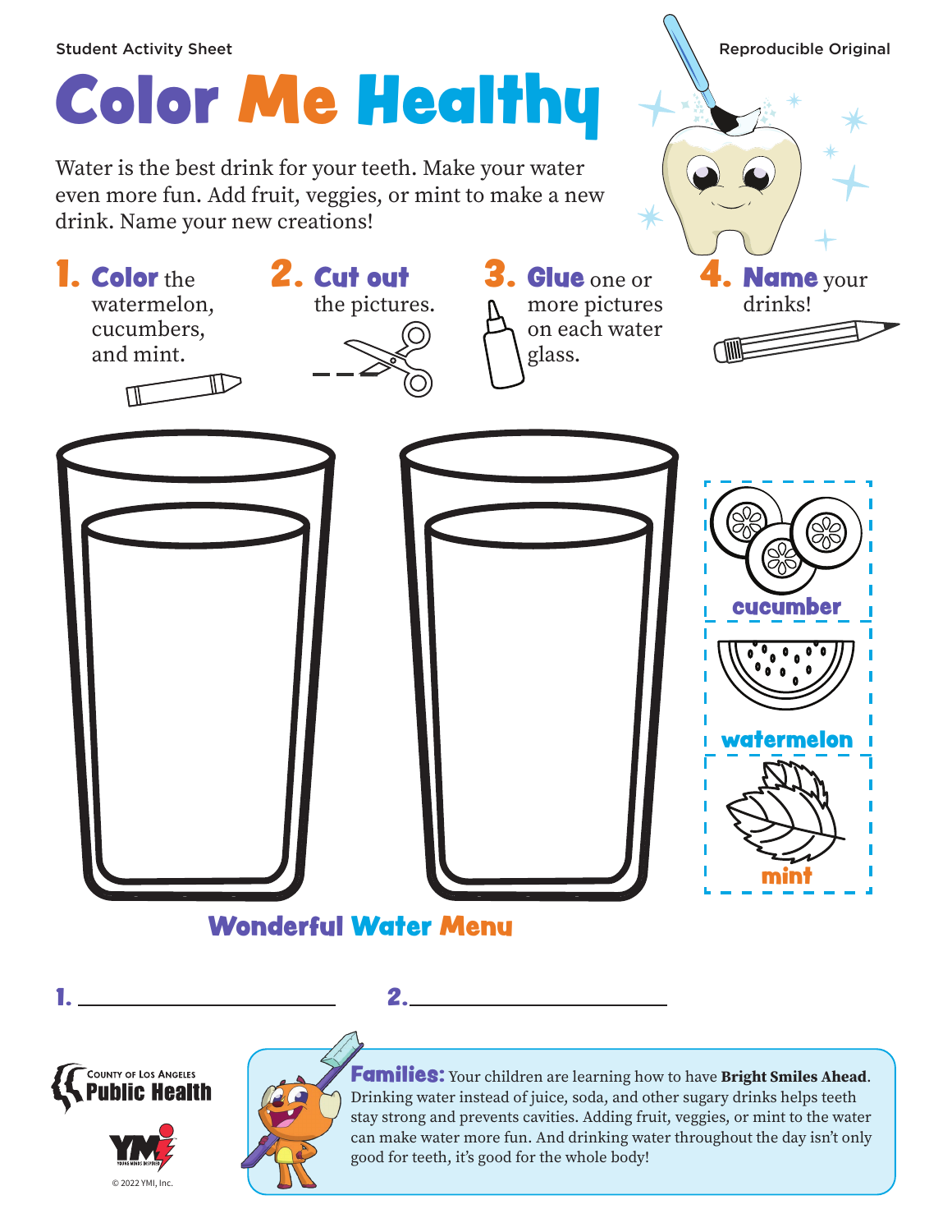Student Activity Sheet

Reproducible Original

# Color Me Healthy

Water is the best drink for your teeth. Make your water even more fun. Add fruit, veggies, or mint to make a new drink. Name your new creations!

1. **Color** the watermelon, cucumbers, and mint.
2. **Cut out** the pictures.
3. **Glue** one or more pictures on each water glass.
4. **Name** your drinks!

cucumber

watermelon

mint

## Wonderful Water Menu

1. ____________________

2. ____________________

**Families:** Your children are learning how to have **Bright Smiles Ahead**. Drinking water instead of juice, soda, and other sugary drinks helps teeth stay strong and prevents cavities. Adding fruit, veggies, or mint to the water can make water more fun. And drinking water throughout the day isn't only good for teeth, it's good for the whole body!

County of Los Angeles Public Health

© 2022 YMI, Inc.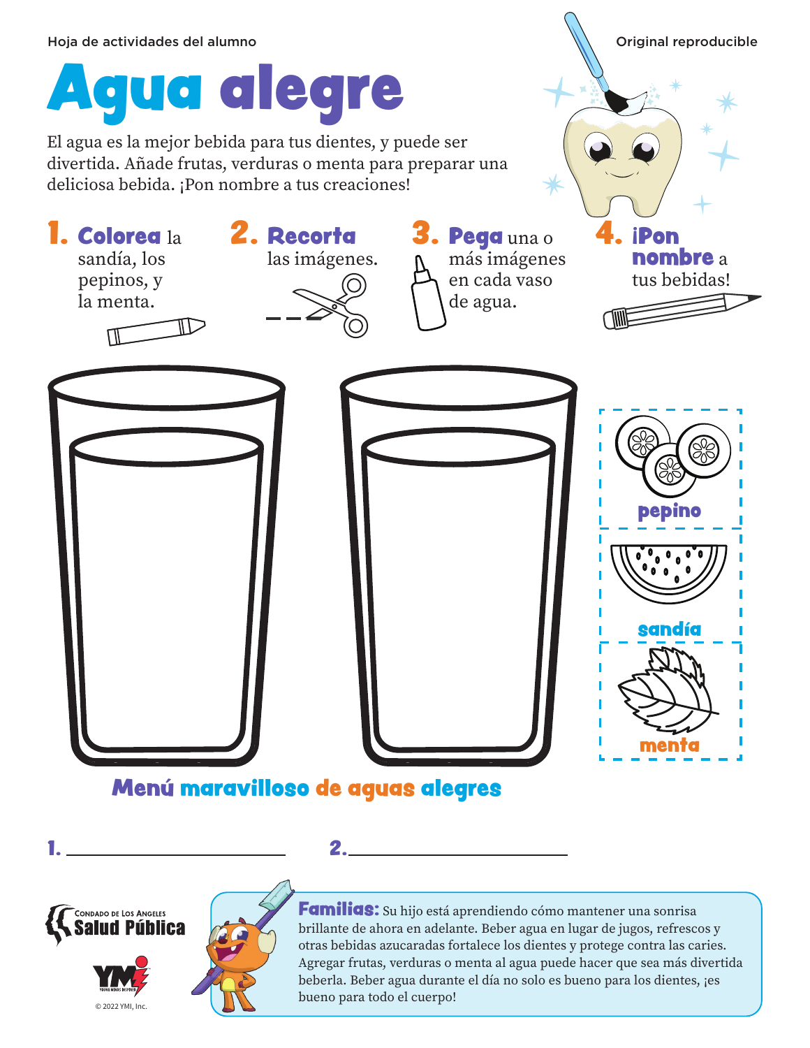Hoja de actividades del alumno

Original reproducible

# Agua alegre

El agua es la mejor bebida para tus dientes, y puede ser divertida. Añade frutas, verduras o menta para preparar una deliciosa bebida. ¡Pon nombre a tus creaciones!

1. **Colorea** la sandía, los pepinos, y la menta.
2. **Recorta** las imágenes.
3. **Pega** una o más imágenes en cada vaso de agua.
4. **¡Pon nombre** a tus bebidas!

pepino

sandía

menta

## Menú maravilloso de aguas alegres

1. ______________________

2. ______________________

Condado de Los Angeles Salud Pública

© 2022 YMI, Inc.

**Familias:** Su hijo está aprendiendo cómo mantener una sonrisa brillante de ahora en adelante. Beber agua en lugar de jugos, refrescos y otras bebidas azucaradas fortalece los dientes y protege contra las caries. Agregar frutas, verduras o menta al agua puede hacer que sea más divertida beberla. Beber agua durante el día no solo es bueno para los dientes, ¡es bueno para todo el cuerpo!